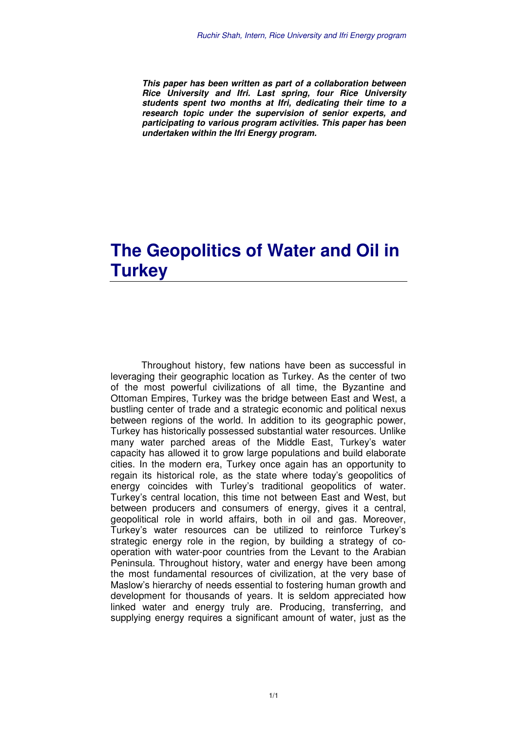***This paper has been written as part of a collaboration between Rice University and Ifri. Last spring, four Rice University students spent two months at Ifri, dedicating their time to a research topic under the supervision of senior experts, and participating to various program activities. This paper has been undertaken within the Ifri Energy program.***

# The Geopolitics of Water and Oil in Turkey

Throughout history, few nations have been as successful in leveraging their geographic location as Turkey. As the center of two of the most powerful civilizations of all time, the Byzantine and Ottoman Empires, Turkey was the bridge between East and West, a bustling center of trade and a strategic economic and political nexus between regions of the world. In addition to its geographic power, Turkey has historically possessed substantial water resources. Unlike many water parched areas of the Middle East, Turkey's water capacity has allowed it to grow large populations and build elaborate cities. In the modern era, Turkey once again has an opportunity to regain its historical role, as the state where today's geopolitics of energy coincides with Turley's traditional geopolitics of water. Turkey's central location, this time not between East and West, but between producers and consumers of energy, gives it a central, geopolitical role in world affairs, both in oil and gas. Moreover, Turkey's water resources can be utilized to reinforce Turkey's strategic energy role in the region, by building a strategy of co-operation with water-poor countries from the Levant to the Arabian Peninsula. Throughout history, water and energy have been among the most fundamental resources of civilization, at the very base of Maslow's hierarchy of needs essential to fostering human growth and development for thousands of years. It is seldom appreciated how linked water and energy truly are. Producing, transferring, and supplying energy requires a significant amount of water, just as the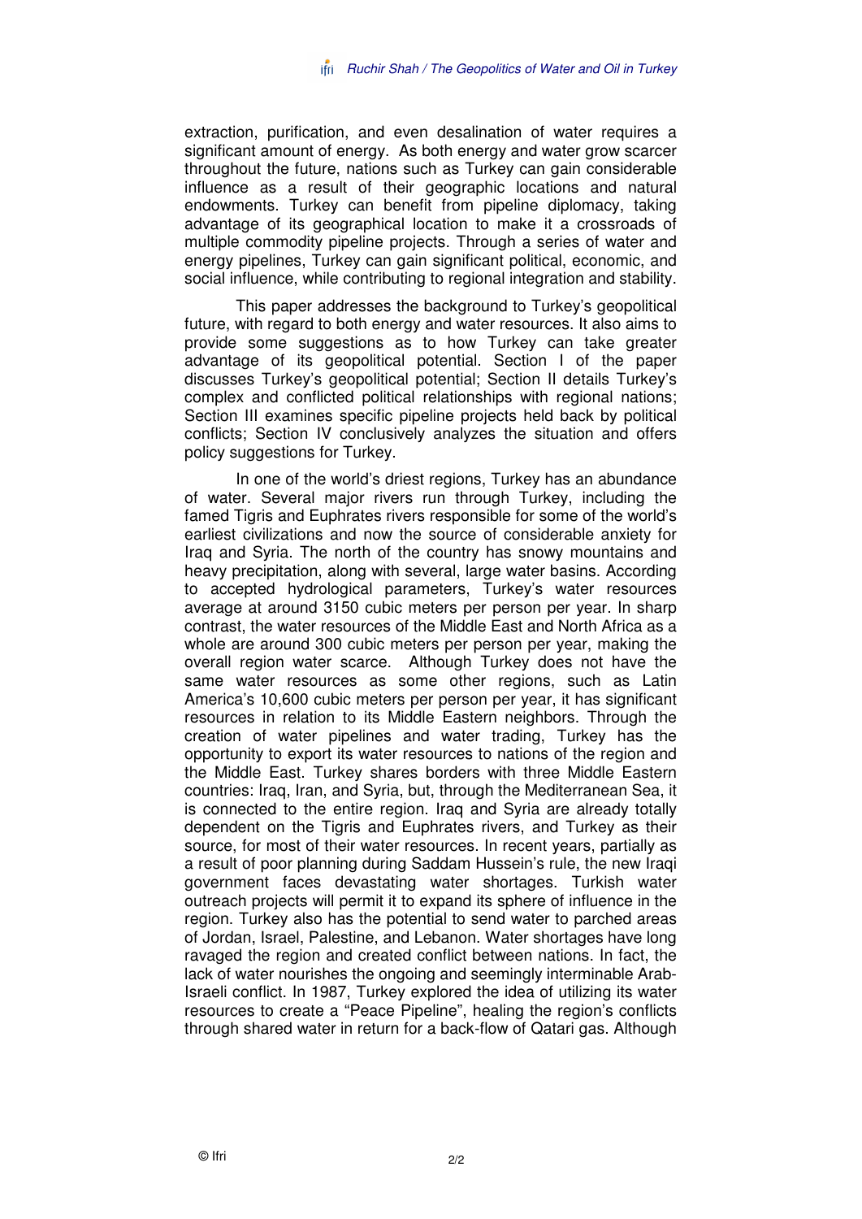extraction, purification, and even desalination of water requires a significant amount of energy. As both energy and water grow scarcer throughout the future, nations such as Turkey can gain considerable influence as a result of their geographic locations and natural endowments. Turkey can benefit from pipeline diplomacy, taking advantage of its geographical location to make it a crossroads of multiple commodity pipeline projects. Through a series of water and energy pipelines, Turkey can gain significant political, economic, and social influence, while contributing to regional integration and stability.

This paper addresses the background to Turkey's geopolitical future, with regard to both energy and water resources. It also aims to provide some suggestions as to how Turkey can take greater advantage of its geopolitical potential. Section I of the paper discusses Turkey's geopolitical potential; Section II details Turkey's complex and conflicted political relationships with regional nations; Section III examines specific pipeline projects held back by political conflicts; Section IV conclusively analyzes the situation and offers policy suggestions for Turkey.

In one of the world's driest regions, Turkey has an abundance of water. Several major rivers run through Turkey, including the famed Tigris and Euphrates rivers responsible for some of the world's earliest civilizations and now the source of considerable anxiety for Iraq and Syria. The north of the country has snowy mountains and heavy precipitation, along with several, large water basins. According to accepted hydrological parameters, Turkey's water resources average at around 3150 cubic meters per person per year. In sharp contrast, the water resources of the Middle East and North Africa as a whole are around 300 cubic meters per person per year, making the overall region water scarce. Although Turkey does not have the same water resources as some other regions, such as Latin America's 10,600 cubic meters per person per year, it has significant resources in relation to its Middle Eastern neighbors. Through the creation of water pipelines and water trading, Turkey has the opportunity to export its water resources to nations of the region and the Middle East. Turkey shares borders with three Middle Eastern countries: Iraq, Iran, and Syria, but, through the Mediterranean Sea, it is connected to the entire region. Iraq and Syria are already totally dependent on the Tigris and Euphrates rivers, and Turkey as their source, for most of their water resources. In recent years, partially as a result of poor planning during Saddam Hussein's rule, the new Iraqi government faces devastating water shortages. Turkish water outreach projects will permit it to expand its sphere of influence in the region. Turkey also has the potential to send water to parched areas of Jordan, Israel, Palestine, and Lebanon. Water shortages have long ravaged the region and created conflict between nations. In fact, the lack of water nourishes the ongoing and seemingly interminable Arab-Israeli conflict. In 1987, Turkey explored the idea of utilizing its water resources to create a "Peace Pipeline", healing the region's conflicts through shared water in return for a back-flow of Qatari gas. Although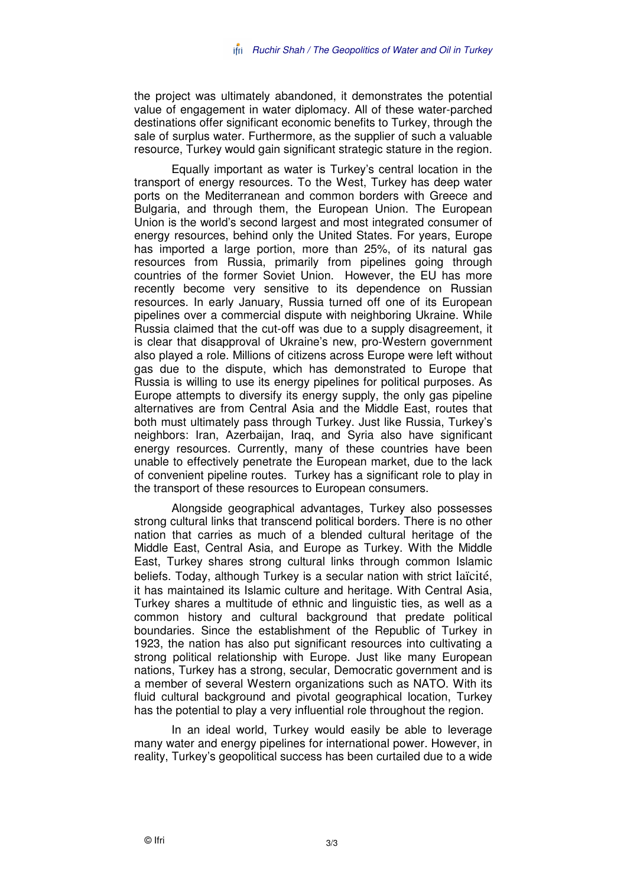the project was ultimately abandoned, it demonstrates the potential value of engagement in water diplomacy. All of these water-parched destinations offer significant economic benefits to Turkey, through the sale of surplus water. Furthermore, as the supplier of such a valuable resource, Turkey would gain significant strategic stature in the region.

Equally important as water is Turkey's central location in the transport of energy resources. To the West, Turkey has deep water ports on the Mediterranean and common borders with Greece and Bulgaria, and through them, the European Union. The European Union is the world's second largest and most integrated consumer of energy resources, behind only the United States. For years, Europe has imported a large portion, more than 25%, of its natural gas resources from Russia, primarily from pipelines going through countries of the former Soviet Union. However, the EU has more recently become very sensitive to its dependence on Russian resources. In early January, Russia turned off one of its European pipelines over a commercial dispute with neighboring Ukraine. While Russia claimed that the cut-off was due to a supply disagreement, it is clear that disapproval of Ukraine's new, pro-Western government also played a role. Millions of citizens across Europe were left without gas due to the dispute, which has demonstrated to Europe that Russia is willing to use its energy pipelines for political purposes. As Europe attempts to diversify its energy supply, the only gas pipeline alternatives are from Central Asia and the Middle East, routes that both must ultimately pass through Turkey. Just like Russia, Turkey's neighbors: Iran, Azerbaijan, Iraq, and Syria also have significant energy resources. Currently, many of these countries have been unable to effectively penetrate the European market, due to the lack of convenient pipeline routes. Turkey has a significant role to play in the transport of these resources to European consumers.

Alongside geographical advantages, Turkey also possesses strong cultural links that transcend political borders. There is no other nation that carries as much of a blended cultural heritage of the Middle East, Central Asia, and Europe as Turkey. With the Middle East, Turkey shares strong cultural links through common Islamic beliefs. Today, although Turkey is a secular nation with strict laïcité, it has maintained its Islamic culture and heritage. With Central Asia, Turkey shares a multitude of ethnic and linguistic ties, as well as a common history and cultural background that predate political boundaries. Since the establishment of the Republic of Turkey in 1923, the nation has also put significant resources into cultivating a strong political relationship with Europe. Just like many European nations, Turkey has a strong, secular, Democratic government and is a member of several Western organizations such as NATO. With its fluid cultural background and pivotal geographical location, Turkey has the potential to play a very influential role throughout the region.

In an ideal world, Turkey would easily be able to leverage many water and energy pipelines for international power. However, in reality, Turkey's geopolitical success has been curtailed due to a wide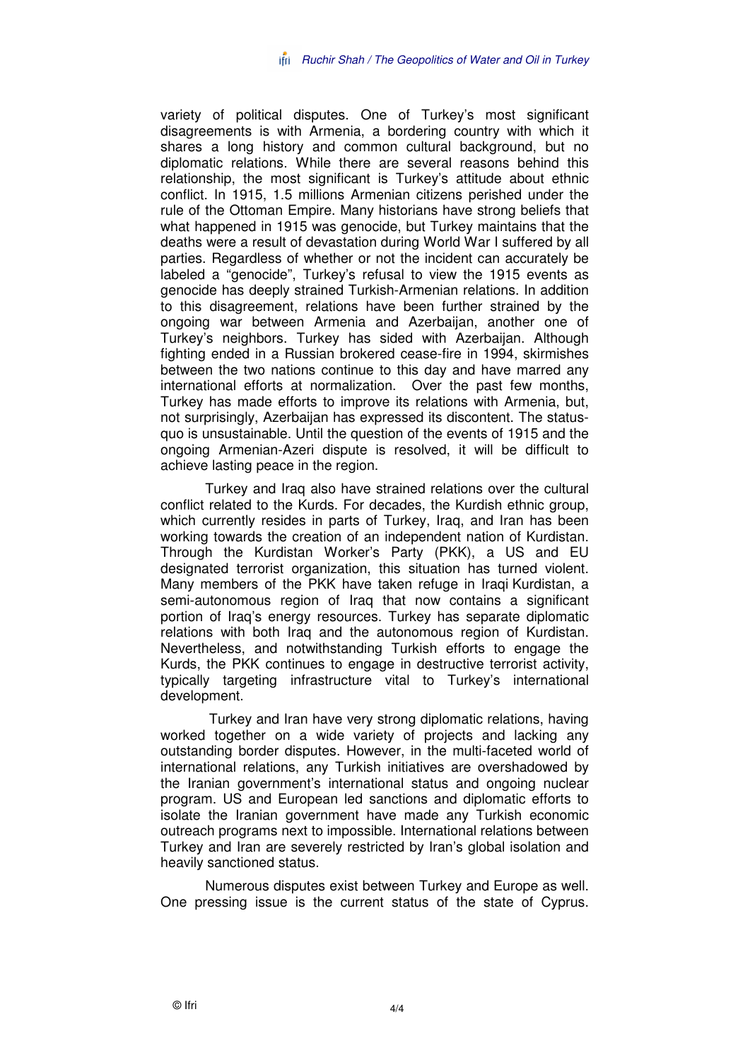variety of political disputes. One of Turkey's most significant disagreements is with Armenia, a bordering country with which it shares a long history and common cultural background, but no diplomatic relations. While there are several reasons behind this relationship, the most significant is Turkey's attitude about ethnic conflict. In 1915, 1.5 millions Armenian citizens perished under the rule of the Ottoman Empire. Many historians have strong beliefs that what happened in 1915 was genocide, but Turkey maintains that the deaths were a result of devastation during World War I suffered by all parties. Regardless of whether or not the incident can accurately be labeled a "genocide", Turkey's refusal to view the 1915 events as genocide has deeply strained Turkish-Armenian relations. In addition to this disagreement, relations have been further strained by the ongoing war between Armenia and Azerbaijan, another one of Turkey's neighbors. Turkey has sided with Azerbaijan. Although fighting ended in a Russian brokered cease-fire in 1994, skirmishes between the two nations continue to this day and have marred any international efforts at normalization. Over the past few months, Turkey has made efforts to improve its relations with Armenia, but, not surprisingly, Azerbaijan has expressed its discontent. The status-quo is unsustainable. Until the question of the events of 1915 and the ongoing Armenian-Azeri dispute is resolved, it will be difficult to achieve lasting peace in the region.

Turkey and Iraq also have strained relations over the cultural conflict related to the Kurds. For decades, the Kurdish ethnic group, which currently resides in parts of Turkey, Iraq, and Iran has been working towards the creation of an independent nation of Kurdistan. Through the Kurdistan Worker's Party (PKK), a US and EU designated terrorist organization, this situation has turned violent. Many members of the PKK have taken refuge in Iraqi Kurdistan, a semi-autonomous region of Iraq that now contains a significant portion of Iraq's energy resources. Turkey has separate diplomatic relations with both Iraq and the autonomous region of Kurdistan. Nevertheless, and notwithstanding Turkish efforts to engage the Kurds, the PKK continues to engage in destructive terrorist activity, typically targeting infrastructure vital to Turkey's international development.

Turkey and Iran have very strong diplomatic relations, having worked together on a wide variety of projects and lacking any outstanding border disputes. However, in the multi-faceted world of international relations, any Turkish initiatives are overshadowed by the Iranian government's international status and ongoing nuclear program. US and European led sanctions and diplomatic efforts to isolate the Iranian government have made any Turkish economic outreach programs next to impossible. International relations between Turkey and Iran are severely restricted by Iran's global isolation and heavily sanctioned status.

Numerous disputes exist between Turkey and Europe as well. One pressing issue is the current status of the state of Cyprus.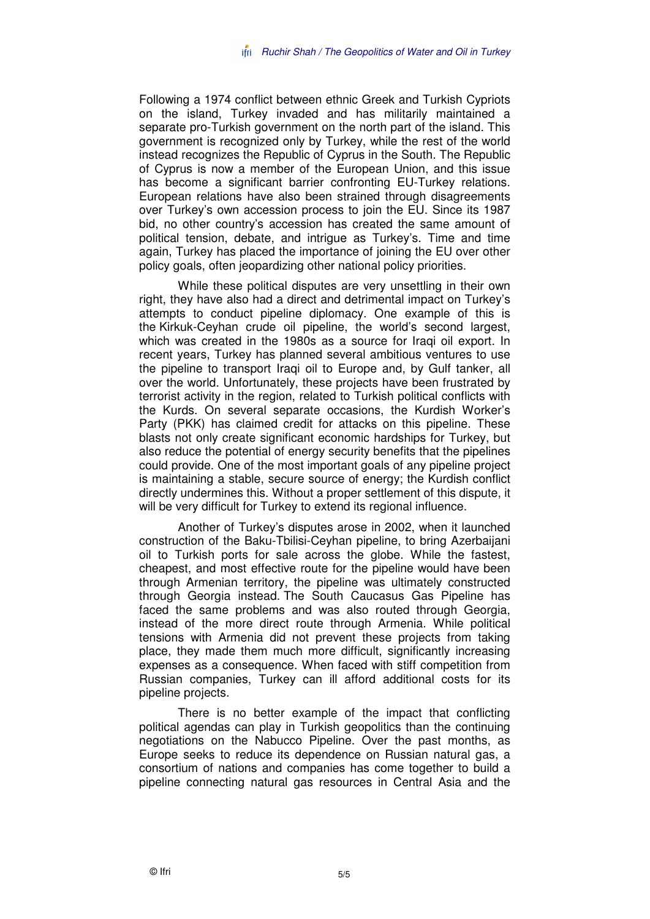Following a 1974 conflict between ethnic Greek and Turkish Cypriots on the island, Turkey invaded and has militarily maintained a separate pro-Turkish government on the north part of the island. This government is recognized only by Turkey, while the rest of the world instead recognizes the Republic of Cyprus in the South. The Republic of Cyprus is now a member of the European Union, and this issue has become a significant barrier confronting EU-Turkey relations. European relations have also been strained through disagreements over Turkey's own accession process to join the EU. Since its 1987 bid, no other country's accession has created the same amount of political tension, debate, and intrigue as Turkey's. Time and time again, Turkey has placed the importance of joining the EU over other policy goals, often jeopardizing other national policy priorities.

While these political disputes are very unsettling in their own right, they have also had a direct and detrimental impact on Turkey's attempts to conduct pipeline diplomacy. One example of this is the Kirkuk-Ceyhan crude oil pipeline, the world's second largest, which was created in the 1980s as a source for Iraqi oil export. In recent years, Turkey has planned several ambitious ventures to use the pipeline to transport Iraqi oil to Europe and, by Gulf tanker, all over the world. Unfortunately, these projects have been frustrated by terrorist activity in the region, related to Turkish political conflicts with the Kurds. On several separate occasions, the Kurdish Worker's Party (PKK) has claimed credit for attacks on this pipeline. These blasts not only create significant economic hardships for Turkey, but also reduce the potential of energy security benefits that the pipelines could provide. One of the most important goals of any pipeline project is maintaining a stable, secure source of energy; the Kurdish conflict directly undermines this. Without a proper settlement of this dispute, it will be very difficult for Turkey to extend its regional influence.

Another of Turkey's disputes arose in 2002, when it launched construction of the Baku-Tbilisi-Ceyhan pipeline, to bring Azerbaijani oil to Turkish ports for sale across the globe. While the fastest, cheapest, and most effective route for the pipeline would have been through Armenian territory, the pipeline was ultimately constructed through Georgia instead. The South Caucasus Gas Pipeline has faced the same problems and was also routed through Georgia, instead of the more direct route through Armenia. While political tensions with Armenia did not prevent these projects from taking place, they made them much more difficult, significantly increasing expenses as a consequence. When faced with stiff competition from Russian companies, Turkey can ill afford additional costs for its pipeline projects.

There is no better example of the impact that conflicting political agendas can play in Turkish geopolitics than the continuing negotiations on the Nabucco Pipeline. Over the past months, as Europe seeks to reduce its dependence on Russian natural gas, a consortium of nations and companies has come together to build a pipeline connecting natural gas resources in Central Asia and the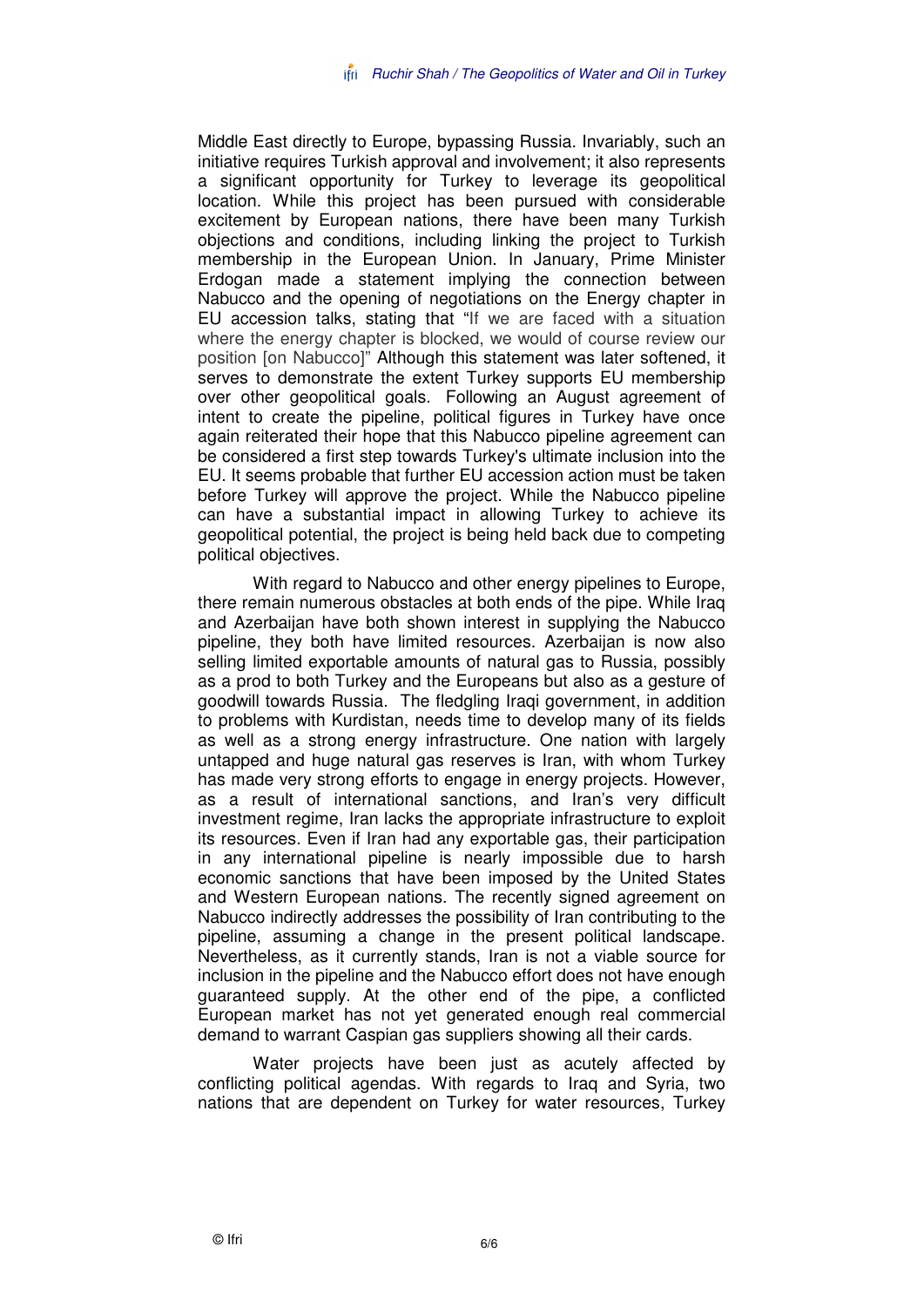Middle East directly to Europe, bypassing Russia. Invariably, such an initiative requires Turkish approval and involvement; it also represents a significant opportunity for Turkey to leverage its geopolitical location. While this project has been pursued with considerable excitement by European nations, there have been many Turkish objections and conditions, including linking the project to Turkish membership in the European Union. In January, Prime Minister Erdogan made a statement implying the connection between Nabucco and the opening of negotiations on the Energy chapter in EU accession talks, stating that "If we are faced with a situation where the energy chapter is blocked, we would of course review our position [on Nabucco]" Although this statement was later softened, it serves to demonstrate the extent Turkey supports EU membership over other geopolitical goals. Following an August agreement of intent to create the pipeline, political figures in Turkey have once again reiterated their hope that this Nabucco pipeline agreement can be considered a first step towards Turkey's ultimate inclusion into the EU. It seems probable that further EU accession action must be taken before Turkey will approve the project. While the Nabucco pipeline can have a substantial impact in allowing Turkey to achieve its geopolitical potential, the project is being held back due to competing political objectives.

With regard to Nabucco and other energy pipelines to Europe, there remain numerous obstacles at both ends of the pipe. While Iraq and Azerbaijan have both shown interest in supplying the Nabucco pipeline, they both have limited resources. Azerbaijan is now also selling limited exportable amounts of natural gas to Russia, possibly as a prod to both Turkey and the Europeans but also as a gesture of goodwill towards Russia. The fledgling Iraqi government, in addition to problems with Kurdistan, needs time to develop many of its fields as well as a strong energy infrastructure. One nation with largely untapped and huge natural gas reserves is Iran, with whom Turkey has made very strong efforts to engage in energy projects. However, as a result of international sanctions, and Iran's very difficult investment regime, Iran lacks the appropriate infrastructure to exploit its resources. Even if Iran had any exportable gas, their participation in any international pipeline is nearly impossible due to harsh economic sanctions that have been imposed by the United States and Western European nations. The recently signed agreement on Nabucco indirectly addresses the possibility of Iran contributing to the pipeline, assuming a change in the present political landscape. Nevertheless, as it currently stands, Iran is not a viable source for inclusion in the pipeline and the Nabucco effort does not have enough guaranteed supply. At the other end of the pipe, a conflicted European market has not yet generated enough real commercial demand to warrant Caspian gas suppliers showing all their cards.

Water projects have been just as acutely affected by conflicting political agendas. With regards to Iraq and Syria, two nations that are dependent on Turkey for water resources, Turkey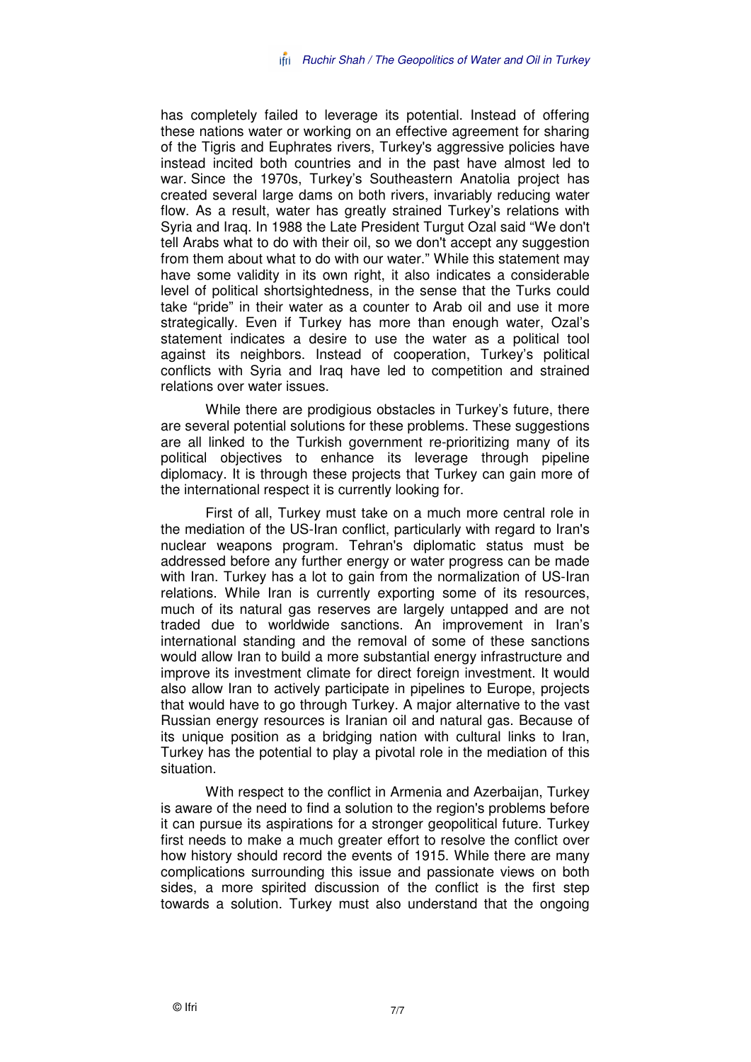has completely failed to leverage its potential. Instead of offering these nations water or working on an effective agreement for sharing of the Tigris and Euphrates rivers, Turkey's aggressive policies have instead incited both countries and in the past have almost led to war. Since the 1970s, Turkey's Southeastern Anatolia project has created several large dams on both rivers, invariably reducing water flow. As a result, water has greatly strained Turkey's relations with Syria and Iraq. In 1988 the Late President Turgut Ozal said "We don't tell Arabs what to do with their oil, so we don't accept any suggestion from them about what to do with our water." While this statement may have some validity in its own right, it also indicates a considerable level of political shortsightedness, in the sense that the Turks could take "pride" in their water as a counter to Arab oil and use it more strategically. Even if Turkey has more than enough water, Ozal's statement indicates a desire to use the water as a political tool against its neighbors. Instead of cooperation, Turkey's political conflicts with Syria and Iraq have led to competition and strained relations over water issues.

While there are prodigious obstacles in Turkey's future, there are several potential solutions for these problems. These suggestions are all linked to the Turkish government re-prioritizing many of its political objectives to enhance its leverage through pipeline diplomacy. It is through these projects that Turkey can gain more of the international respect it is currently looking for.

First of all, Turkey must take on a much more central role in the mediation of the US-Iran conflict, particularly with regard to Iran's nuclear weapons program. Tehran's diplomatic status must be addressed before any further energy or water progress can be made with Iran. Turkey has a lot to gain from the normalization of US-Iran relations. While Iran is currently exporting some of its resources, much of its natural gas reserves are largely untapped and are not traded due to worldwide sanctions. An improvement in Iran's international standing and the removal of some of these sanctions would allow Iran to build a more substantial energy infrastructure and improve its investment climate for direct foreign investment. It would also allow Iran to actively participate in pipelines to Europe, projects that would have to go through Turkey. A major alternative to the vast Russian energy resources is Iranian oil and natural gas. Because of its unique position as a bridging nation with cultural links to Iran, Turkey has the potential to play a pivotal role in the mediation of this situation.

With respect to the conflict in Armenia and Azerbaijan, Turkey is aware of the need to find a solution to the region's problems before it can pursue its aspirations for a stronger geopolitical future. Turkey first needs to make a much greater effort to resolve the conflict over how history should record the events of 1915. While there are many complications surrounding this issue and passionate views on both sides, a more spirited discussion of the conflict is the first step towards a solution. Turkey must also understand that the ongoing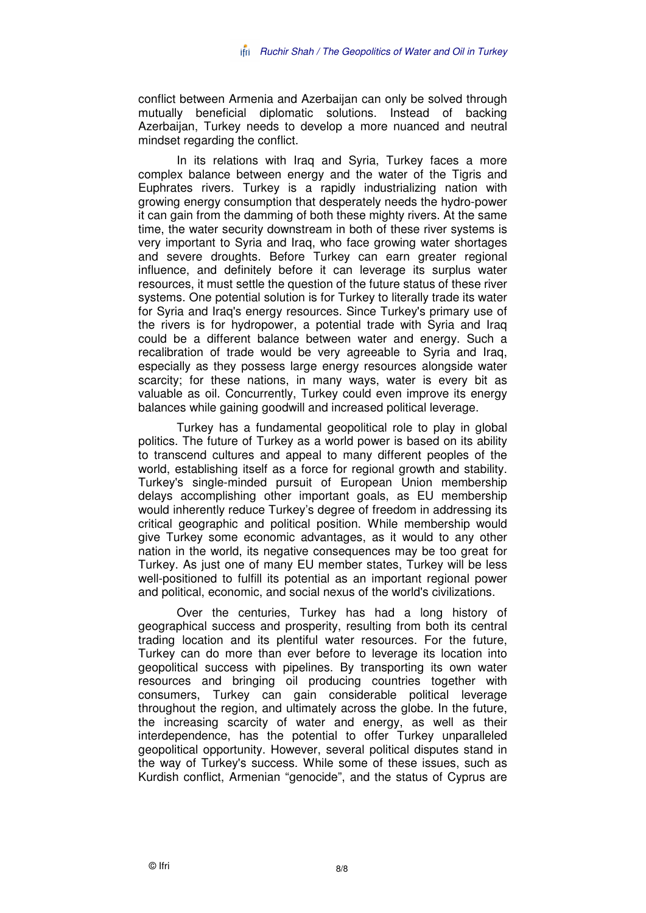conflict between Armenia and Azerbaijan can only be solved through mutually beneficial diplomatic solutions. Instead of backing Azerbaijan, Turkey needs to develop a more nuanced and neutral mindset regarding the conflict.

In its relations with Iraq and Syria, Turkey faces a more complex balance between energy and the water of the Tigris and Euphrates rivers. Turkey is a rapidly industrializing nation with growing energy consumption that desperately needs the hydro-power it can gain from the damming of both these mighty rivers. At the same time, the water security downstream in both of these river systems is very important to Syria and Iraq, who face growing water shortages and severe droughts. Before Turkey can earn greater regional influence, and definitely before it can leverage its surplus water resources, it must settle the question of the future status of these river systems. One potential solution is for Turkey to literally trade its water for Syria and Iraq's energy resources. Since Turkey's primary use of the rivers is for hydropower, a potential trade with Syria and Iraq could be a different balance between water and energy. Such a recalibration of trade would be very agreeable to Syria and Iraq, especially as they possess large energy resources alongside water scarcity; for these nations, in many ways, water is every bit as valuable as oil. Concurrently, Turkey could even improve its energy balances while gaining goodwill and increased political leverage.

Turkey has a fundamental geopolitical role to play in global politics. The future of Turkey as a world power is based on its ability to transcend cultures and appeal to many different peoples of the world, establishing itself as a force for regional growth and stability. Turkey's single-minded pursuit of European Union membership delays accomplishing other important goals, as EU membership would inherently reduce Turkey's degree of freedom in addressing its critical geographic and political position. While membership would give Turkey some economic advantages, as it would to any other nation in the world, its negative consequences may be too great for Turkey. As just one of many EU member states, Turkey will be less well-positioned to fulfill its potential as an important regional power and political, economic, and social nexus of the world's civilizations.

Over the centuries, Turkey has had a long history of geographical success and prosperity, resulting from both its central trading location and its plentiful water resources. For the future, Turkey can do more than ever before to leverage its location into geopolitical success with pipelines. By transporting its own water resources and bringing oil producing countries together with consumers, Turkey can gain considerable political leverage throughout the region, and ultimately across the globe. In the future, the increasing scarcity of water and energy, as well as their interdependence, has the potential to offer Turkey unparalleled geopolitical opportunity. However, several political disputes stand in the way of Turkey's success. While some of these issues, such as Kurdish conflict, Armenian "genocide", and the status of Cyprus are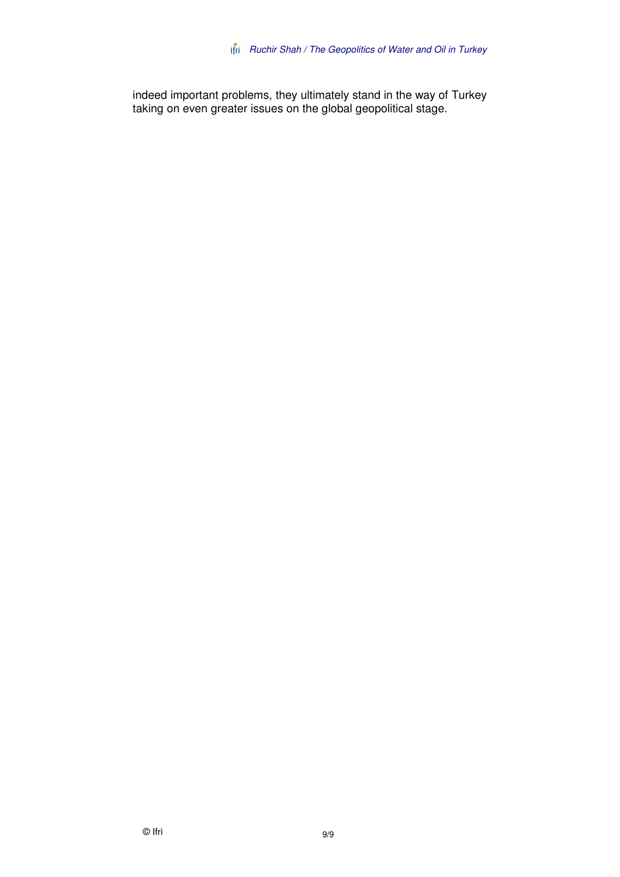indeed important problems, they ultimately stand in the way of Turkey taking on even greater issues on the global geopolitical stage.